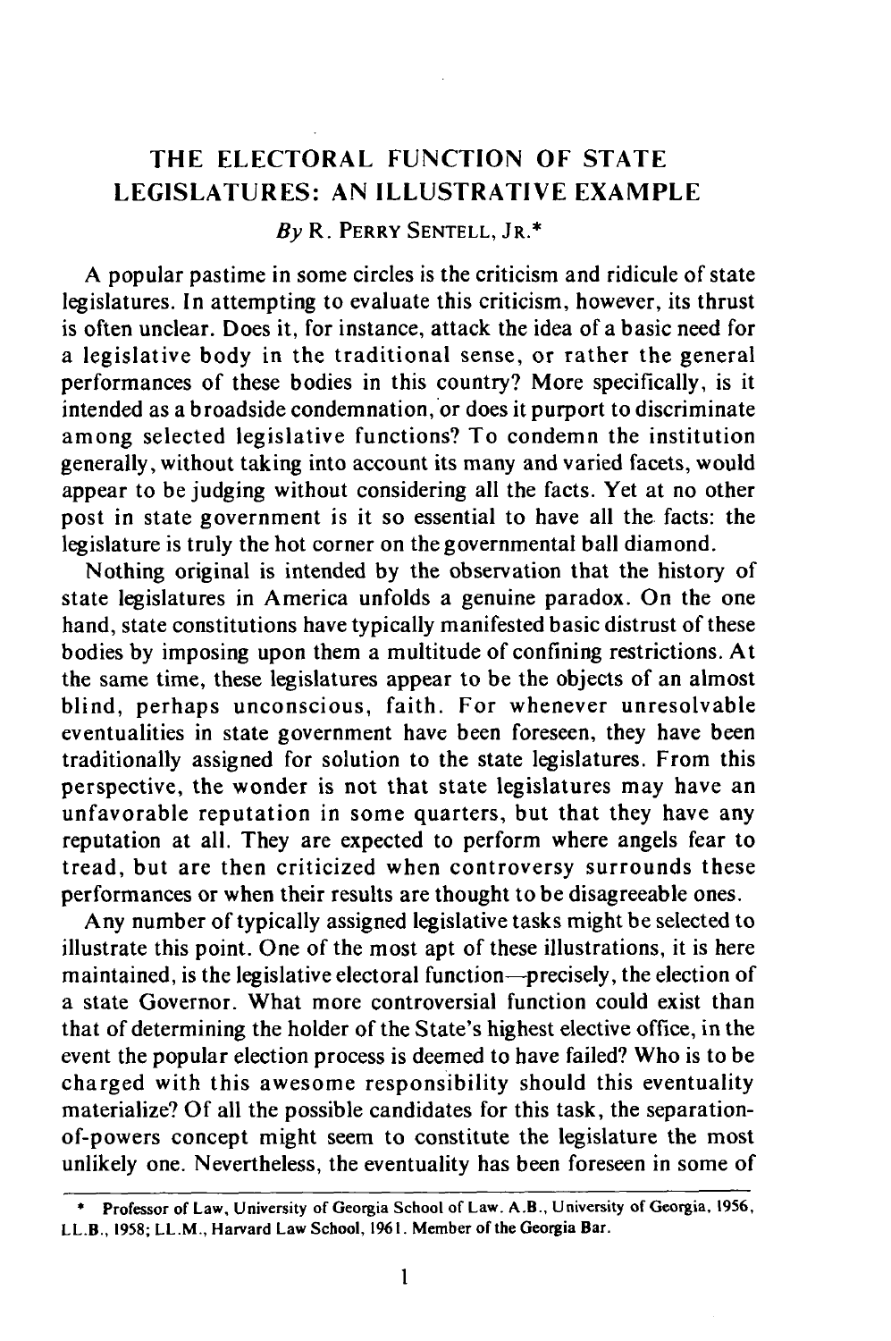# THE ELECTORAL FUNCTION OF STATE LEGISLATURES: AN ILLUSTRATIVE EXAMPLE

*By* R. PERRY SENTELL, JR.*

A popular pastime in some circles is the criticism and ridicule of state legislatures. In attempting to evaluate this criticism, however, its thrust is often unclear. Does it, for instance, attack the idea of a basic need for a legislative body in the traditional sense, or rather the general performances of these bodies in this country? More specifically, is it intended as a broadside condemnation, or does it purport to discriminate among selected legislative functions? To condemn the institution generally, without taking into account its many and varied facets, would appear to be judging without considering all the facts. Yet at no other post in state government is it so essential to have all the facts: the legislature is truly the hot corner on the governmental ball diamond.

Nothing original is intended by the observation that the history of state legislatures in America unfolds a genuine paradox. On the one hand, state constitutions have typically manifested basic distrust of these bodies by imposing upon them a multitude of confining restrictions. At the same time, these legislatures appear to be the objects of an almost blind, perhaps unconscious, faith. For whenever unresolvable eventualities in state government have been foreseen, they have been traditionally assigned for solution to the state legislatures. From this perspective, the wonder is not that state legislatures may have an unfavorable reputation in some quarters, but that they have any reputation at all. They are expected to perform where angels fear to tread, but are then criticized when controversy surrounds these performances or when their results are thought to be disagreeable ones.

Any number of typically assigned legislative tasks might be selected to illustrate this point. One of the most apt of these illustrations, it is here maintained, is the legislative electoral function—precisely, the election of a state Governor. What more controversial function could exist than that of determining the holder of the State's highest elective office, in the event the popular election process is deemed to have failed? Who is to be charged with this awesome responsibility should this eventuality materialize? Of all the possible candidates for this task, the separation-of-powers concept might seem to constitute the legislature the most unlikely one. Nevertheless, the eventuality has been foreseen in some of

---

\* Professor of Law, University of Georgia School of Law. A.B., University of Georgia, 1956, LL.B., 1958; LL.M., Harvard Law School, 1961. Member of the Georgia Bar.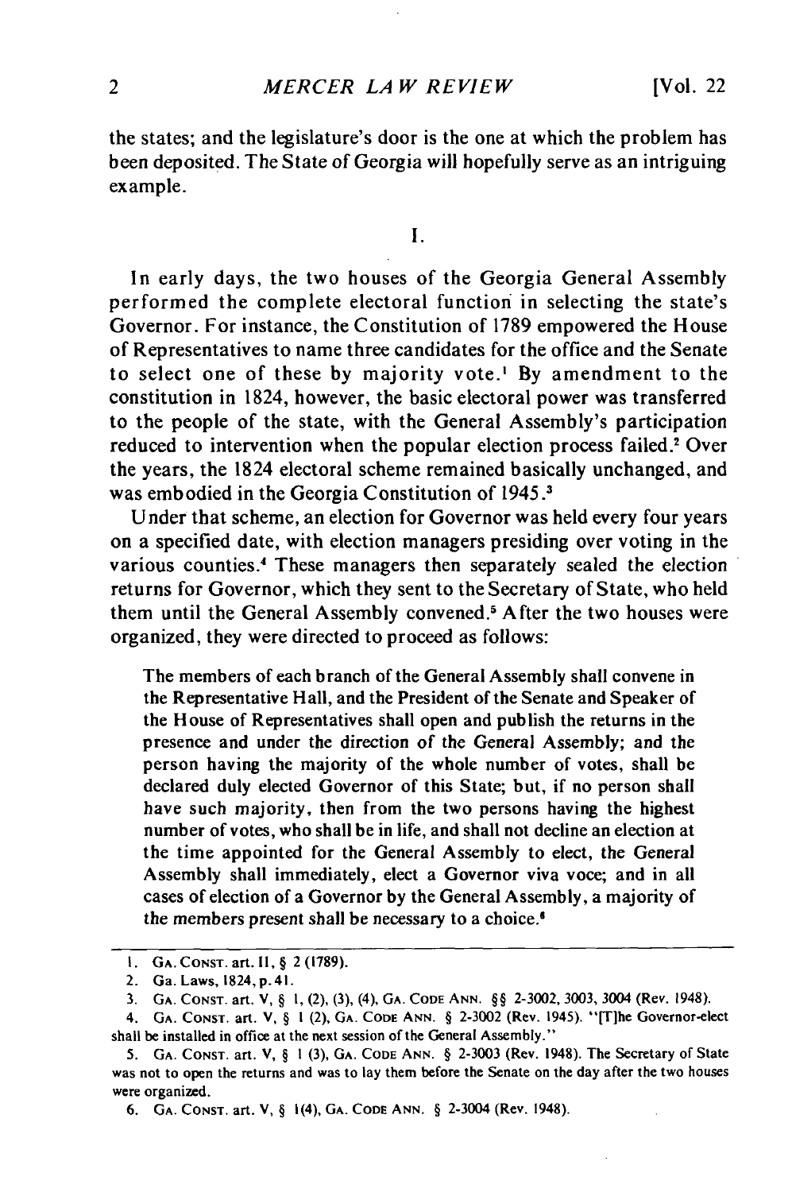the states; and the legislature's door is the one at which the problem has been deposited. The State of Georgia will hopefully serve as an intriguing example.

I.

In early days, the two houses of the Georgia General Assembly performed the complete electoral function in selecting the state's Governor. For instance, the Constitution of 1789 empowered the House of Representatives to name three candidates for the office and the Senate to select one of these by majority vote.[1] By amendment to the constitution in 1824, however, the basic electoral power was transferred to the people of the state, with the General Assembly's participation reduced to intervention when the popular election process failed.[2] Over the years, the 1824 electoral scheme remained basically unchanged, and was embodied in the Georgia Constitution of 1945.[3]

Under that scheme, an election for Governor was held every four years on a specified date, with election managers presiding over voting in the various counties.[4] These managers then separately sealed the election returns for Governor, which they sent to the Secretary of State, who held them until the General Assembly convened.[5] After the two houses were organized, they were directed to proceed as follows:

> The members of each branch of the General Assembly shall convene in the Representative Hall, and the President of the Senate and Speaker of the House of Representatives shall open and publish the returns in the presence and under the direction of the General Assembly; and the person having the majority of the whole number of votes, shall be declared duly elected Governor of this State; but, if no person shall have such majority, then from the two persons having the highest number of votes, who shall be in life, and shall not decline an election at the time appointed for the General Assembly to elect, the General Assembly shall immediately, elect a Governor viva voce; and in all cases of election of a Governor by the General Assembly, a majority of the members present shall be necessary to a choice.[6]

---

1. GA. CONST. art. II, § 2 (1789).
2. Ga. Laws, 1824, p. 41.
3. GA. CONST. art. V, § 1, (2), (3), (4), GA. CODE ANN. §§ 2-3002, 3003, 3004 (Rev. 1948).
4. GA. CONST. art. V, § 1 (2), GA. CODE ANN. § 2-3002 (Rev. 1945). "[T]he Governor-elect shall be installed in office at the next session of the General Assembly."
5. GA. CONST. art. V, § 1 (3), GA. CODE ANN. § 2-3003 (Rev. 1948). The Secretary of State was not to open the returns and was to lay them before the Senate on the day after the two houses were organized.
6. GA. CONST. art. V, § 1(4), GA. CODE ANN. § 2-3004 (Rev. 1948).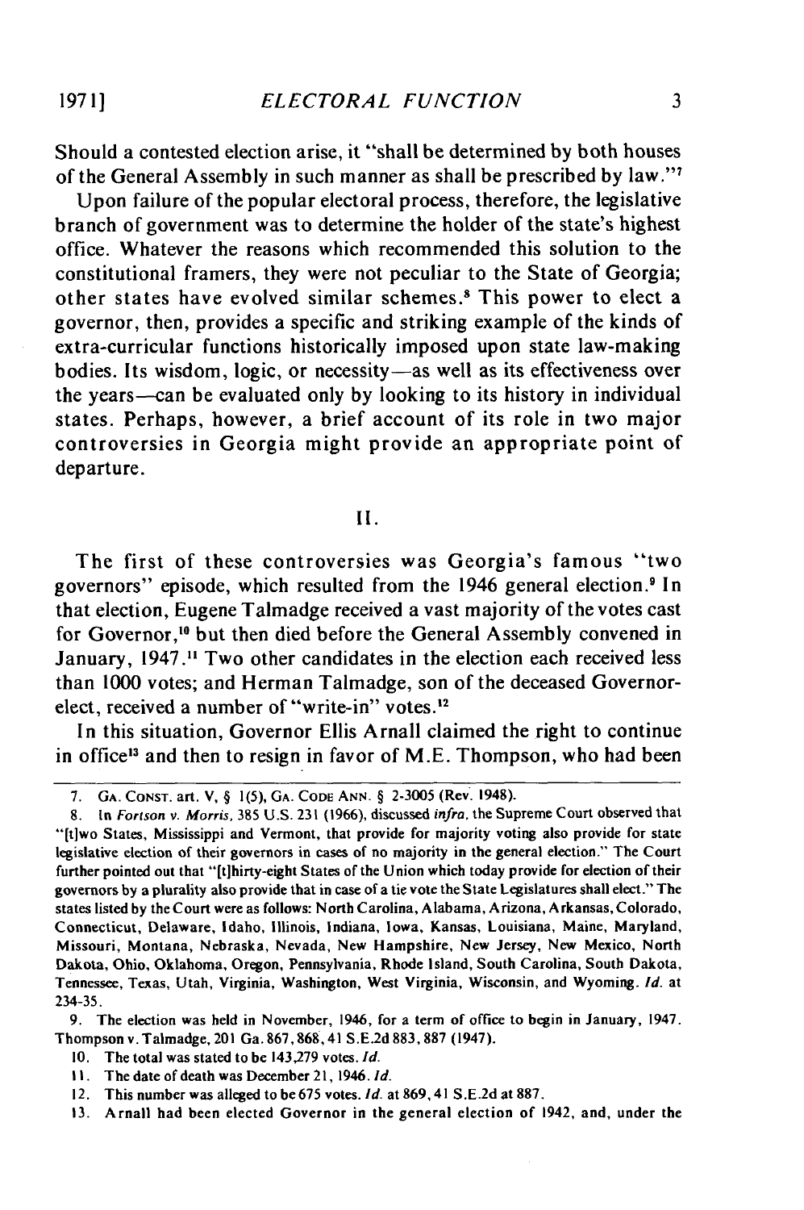Should a contested election arise, it "shall be determined by both houses of the General Assembly in such manner as shall be prescribed by law."[7]

Upon failure of the popular electoral process, therefore, the legislative branch of government was to determine the holder of the state's highest office. Whatever the reasons which recommended this solution to the constitutional framers, they were not peculiar to the State of Georgia; other states have evolved similar schemes.[8] This power to elect a governor, then, provides a specific and striking example of the kinds of extra-curricular functions historically imposed upon state law-making bodies. Its wisdom, logic, or necessity—as well as its effectiveness over the years—can be evaluated only by looking to its history in individual states. Perhaps, however, a brief account of its role in two major controversies in Georgia might provide an appropriate point of departure.

## II.

The first of these controversies was Georgia's famous "two governors" episode, which resulted from the 1946 general election.[9] In that election, Eugene Talmadge received a vast majority of the votes cast for Governor,[10] but then died before the General Assembly convened in January, 1947.[11] Two other candidates in the election each received less than 1000 votes; and Herman Talmadge, son of the deceased Governor-elect, received a number of "write-in" votes.[12]

In this situation, Governor Ellis Arnall claimed the right to continue in office[13] and then to resign in favor of M.E. Thompson, who had been

---

7. GA. CONST. art. V, § 1(5), GA. CODE ANN. § 2-3005 (Rev. 1948).

8. In *Fortson v. Morris*, 385 U.S. 231 (1966), discussed *infra*, the Supreme Court observed that "[t]wo States, Mississippi and Vermont, that provide for majority voting also provide for state legislative election of their governors in cases of no majority in the general election." The Court further pointed out that "[t]hirty-eight States of the Union which today provide for election of their governors by a plurality also provide that in case of a tie vote the State Legislatures shall elect." The states listed by the Court were as follows: North Carolina, Alabama, Arizona, Arkansas, Colorado, Connecticut, Delaware, Idaho, Illinois, Indiana, Iowa, Kansas, Louisiana, Maine, Maryland, Missouri, Montana, Nebraska, Nevada, New Hampshire, New Jersey, New Mexico, North Dakota, Ohio, Oklahoma, Oregon, Pennsylvania, Rhode Island, South Carolina, South Dakota, Tennessee, Texas, Utah, Virginia, Washington, West Virginia, Wisconsin, and Wyoming. *Id.* at 234-35.

9. The election was held in November, 1946, for a term of office to begin in January, 1947. Thompson v. Talmadge, 201 Ga. 867, 868, 41 S.E.2d 883, 887 (1947).

10. The total was stated to be 143,279 votes. *Id.*

11. The date of death was December 21, 1946. *Id.*

12. This number was alleged to be 675 votes. *Id.* at 869, 41 S.E.2d at 887.

13. Arnall had been elected Governor in the general election of 1942, and, under the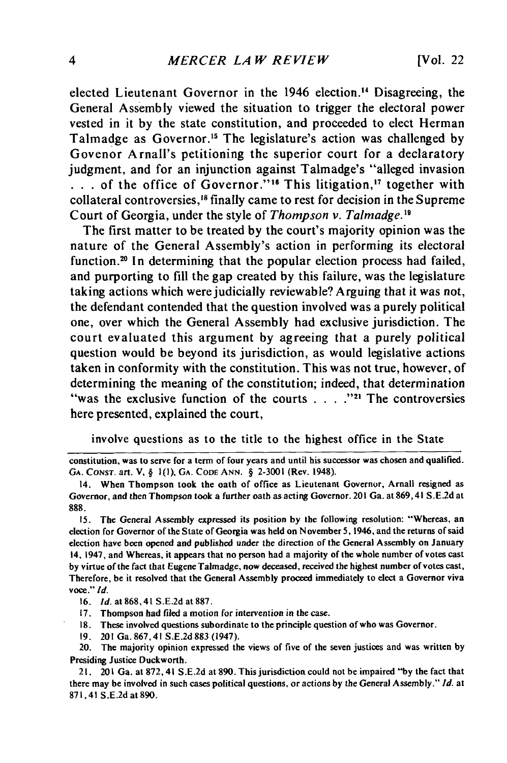elected Lieutenant Governor in the 1946 election.[14] Disagreeing, the General Assembly viewed the situation to trigger the electoral power vested in it by the state constitution, and proceeded to elect Herman Talmadge as Governor.[15] The legislature's action was challenged by Govenor Arnall's petitioning the superior court for a declaratory judgment, and for an injunction against Talmadge's "alleged invasion . . . of the office of Governor."[16] This litigation,[17] together with collateral controversies,[18] finally came to rest for decision in the Supreme Court of Georgia, under the style of *Thompson v. Talmadge*.[19]

The first matter to be treated by the court's majority opinion was the nature of the General Assembly's action in performing its electoral function.[20] In determining that the popular election process had failed, and purporting to fill the gap created by this failure, was the legislature taking actions which were judicially reviewable? Arguing that it was not, the defendant contended that the question involved was a purely political one, over which the General Assembly had exclusive jurisdiction. The court evaluated this argument by agreeing that a purely political question would be beyond its jurisdiction, as would legislative actions taken in conformity with the constitution. This was not true, however, of determining the meaning of the constitution; indeed, that determination "was the exclusive function of the courts . . . ."[21] The controversies here presented, explained the court,

> involve questions as to the title to the highest office in the State

---

constitution, was to serve for a term of four years and until his successor was chosen and qualified. GA. CONST. art. V, § 1(1), GA. CODE ANN. § 2-3001 (Rev. 1948).

14. When Thompson took the oath of office as Lieutenant Governor, Arnall resigned as Governor, and then Thompson took a further oath as acting Governor. 201 Ga. at 869, 41 S.E.2d at 888.

15. The General Assembly expressed its position by the following resolution: "Whereas, an election for Governor of the State of Georgia was held on November 5, 1946, and the returns of said election have been opened and published under the direction of the General Assembly on January 14, 1947, and Whereas, it appears that no person had a majority of the whole number of votes cast by virtue of the fact that Eugene Talmadge, now deceased, received the highest number of votes cast, Therefore, be it resolved that the General Assembly proceed immediately to elect a Governor viva voce." *Id.*

16. *Id.* at 868, 41 S.E.2d at 887.

17. Thompson had filed a motion for intervention in the case.

18. These involved questions subordinate to the principle question of who was Governor.

19. 201 Ga. 867, 41 S.E.2d 883 (1947).

20. The majority opinion expressed the views of five of the seven justices and was written by Presiding Justice Duckworth.

21. 201 Ga. at 872, 41 S.E.2d at 890. This jurisdiction could not be impaired "by the fact that there may be involved in such cases political questions, or actions by the General Assembly." *Id.* at 871, 41 S.E.2d at 890.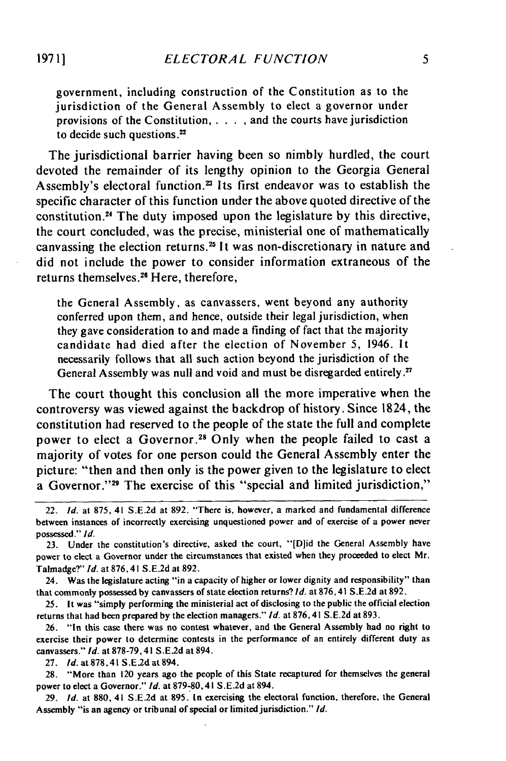> government, including construction of the Constitution as to the jurisdiction of the General Assembly to elect a governor under provisions of the Constitution, . . . , and the courts have jurisdiction to decide such questions.[22]

The jurisdictional barrier having been so nimbly hurdled, the court devoted the remainder of its lengthy opinion to the Georgia General Assembly's electoral function.[23] Its first endeavor was to establish the specific character of this function under the above quoted directive of the constitution.[24] The duty imposed upon the legislature by this directive, the court concluded, was the precise, ministerial one of mathematically canvassing the election returns.[25] It was non-discretionary in nature and did not include the power to consider information extraneous of the returns themselves.[26] Here, therefore,

> the General Assembly, as canvassers, went beyond any authority conferred upon them, and hence, outside their legal jurisdiction, when they gave consideration to and made a finding of fact that the majority candidate had died after the election of November 5, 1946. It necessarily follows that all such action beyond the jurisdiction of the General Assembly was null and void and must be disregarded entirely.[27]

The court thought this conclusion all the more imperative when the controversy was viewed against the backdrop of history. Since 1824, the constitution had reserved to the people of the state the full and complete power to elect a Governor.[28] Only when the people failed to cast a majority of votes for one person could the General Assembly enter the picture: "then and then only is the power given to the legislature to elect a Governor."[29] The exercise of this "special and limited jurisdiction,"

---

22. *Id.* at 875, 41 S.E.2d at 892. "There is, however, a marked and fundamental difference between instances of incorrectly exercising unquestioned power and of exercise of a power never possessed." *Id.*

23. Under the constitution's directive, asked the court, "[D]id the General Assembly have power to elect a Governor under the circumstances that existed when they proceeded to elect Mr. Talmadge?" *Id.* at 876, 41 S.E.2d at 892.

24. Was the legislature acting "in a capacity of higher or lower dignity and responsibility" than that commonly possessed by canvassers of state election returns? *Id.* at 876, 41 S.E.2d at 892.

25. It was "simply performing the ministerial act of disclosing to the public the official election returns that had been prepared by the election managers." *Id.* at 876, 41 S.E.2d at 893.

26. "In this case there was no contest whatever, and the General Assembly had no right to exercise their power to determine contests in the performance of an entirely different duty as canvassers." *Id.* at 878-79, 41 S.E.2d at 894.

27. *Id.* at 878, 41 S.E.2d at 894.

28. "More than 120 years ago the people of this State recaptured for themselves the general power to elect a Governor." *Id.* at 879-80, 41 S.E.2d at 894.

29. *Id.* at 880, 41 S.E.2d at 895. In exercising the electoral function, therefore, the General Assembly "is an agency or tribunal of special or limited jurisdiction." *Id.*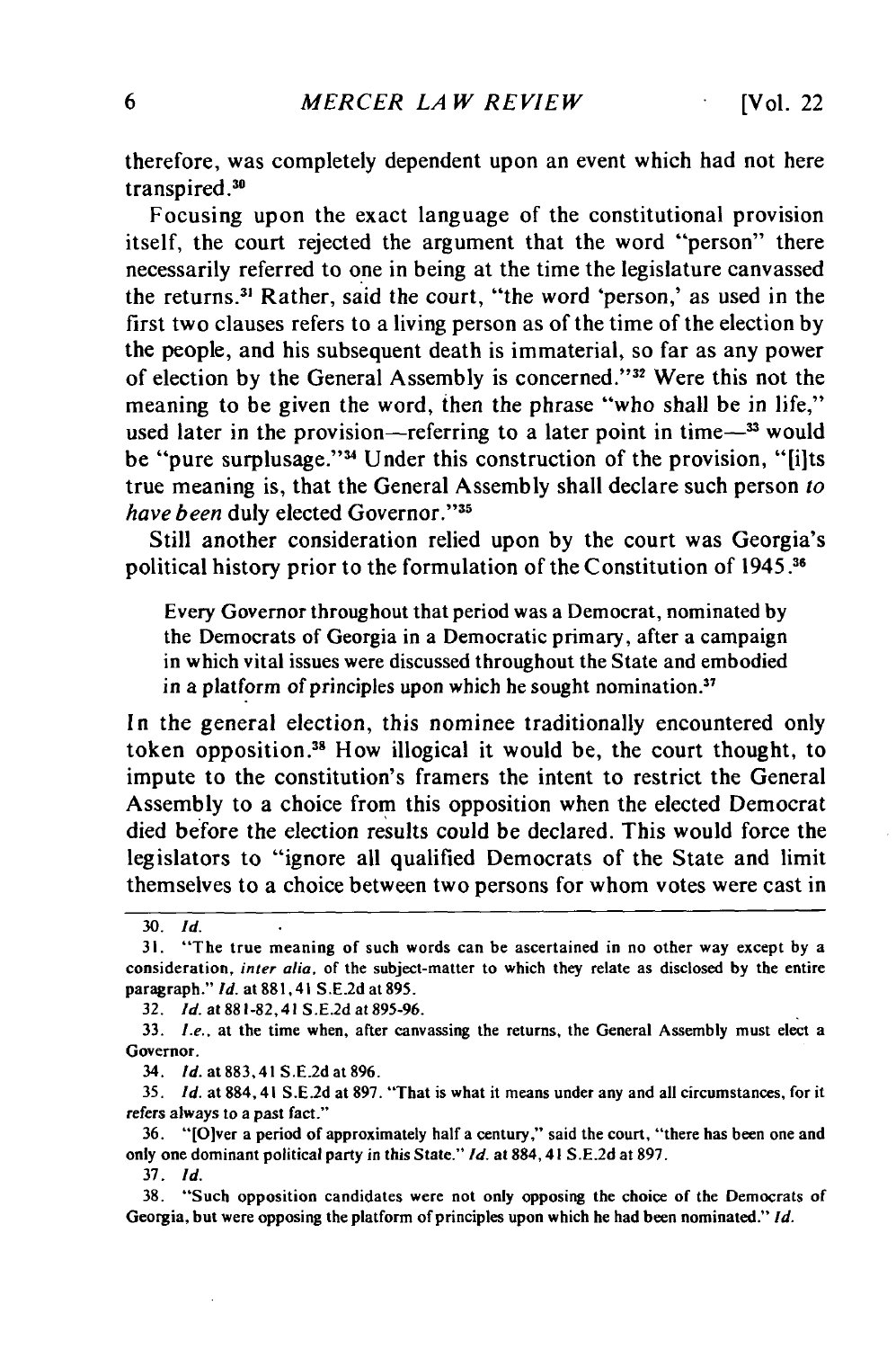therefore, was completely dependent upon an event which had not here transpired.[30]

Focusing upon the exact language of the constitutional provision itself, the court rejected the argument that the word "person" there necessarily referred to one in being at the time the legislature canvassed the returns.[31] Rather, said the court, "the word 'person,' as used in the first two clauses refers to a living person as of the time of the election by the people, and his subsequent death is immaterial, so far as any power of election by the General Assembly is concerned."[32] Were this not the meaning to be given the word, then the phrase "who shall be in life," used later in the provision—referring to a later point in time—[33] would be "pure surplusage."[34] Under this construction of the provision, "[i]ts true meaning is, that the General Assembly shall declare such person *to have been* duly elected Governor."[35]

Still another consideration relied upon by the court was Georgia's political history prior to the formulation of the Constitution of 1945.[36]

> Every Governor throughout that period was a Democrat, nominated by the Democrats of Georgia in a Democratic primary, after a campaign in which vital issues were discussed throughout the State and embodied in a platform of principles upon which he sought nomination.[37]

In the general election, this nominee traditionally encountered only token opposition.[38] How illogical it would be, the court thought, to impute to the constitution's framers the intent to restrict the General Assembly to a choice from this opposition when the elected Democrat died before the election results could be declared. This would force the legislators to "ignore all qualified Democrats of the State and limit themselves to a choice between two persons for whom votes were cast in

---

30. *Id.*

31. "The true meaning of such words can be ascertained in no other way except by a consideration, *inter alia*, of the subject-matter to which they relate as disclosed by the entire paragraph." *Id.* at 881, 41 S.E.2d at 895.

32. *Id.* at 881-82, 41 S.E.2d at 895-96.

33. *I.e.*, at the time when, after canvassing the returns, the General Assembly must elect a Governor.

34. *Id.* at 883, 41 S.E.2d at 896.

35. *Id.* at 884, 41 S.E.2d at 897. "That is what it means under any and all circumstances, for it refers always to a past fact."

36. "[O]ver a period of approximately half a century," said the court, "there has been one and only one dominant political party in this State." *Id.* at 884, 41 S.E.2d at 897.

37. *Id.*

38. "Such opposition candidates were not only opposing the choice of the Democrats of Georgia, but were opposing the platform of principles upon which he had been nominated." *Id.*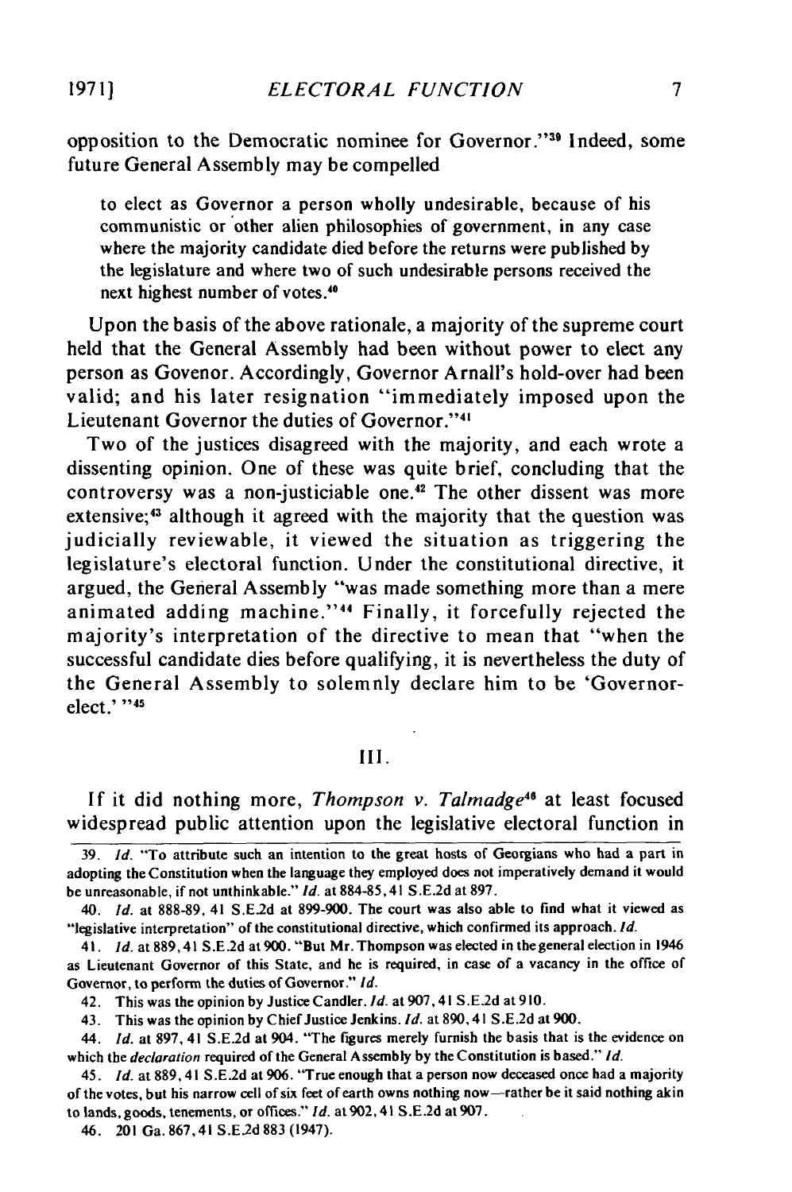opposition to the Democratic nominee for Governor."[39] Indeed, some future General Assembly may be compelled

> to elect as Governor a person wholly undesirable, because of his communistic or other alien philosophies of government, in any case where the majority candidate died before the returns were published by the legislature and where two of such undesirable persons received the next highest number of votes.[40]

Upon the basis of the above rationale, a majority of the supreme court held that the General Assembly had been without power to elect any person as Govenor. Accordingly, Governor Arnall's hold-over had been valid; and his later resignation "immediately imposed upon the Lieutenant Governor the duties of Governor."[41]

Two of the justices disagreed with the majority, and each wrote a dissenting opinion. One of these was quite brief, concluding that the controversy was a non-justiciable one.[42] The other dissent was more extensive;[43] although it agreed with the majority that the question was judicially reviewable, it viewed the situation as triggering the legislature's electoral function. Under the constitutional directive, it argued, the General Assembly "was made something more than a mere animated adding machine."[44] Finally, it forcefully rejected the majority's interpretation of the directive to mean that "when the successful candidate dies before qualifying, it is nevertheless the duty of the General Assembly to solemnly declare him to be 'Governor-elect.' "[45]

## III.

If it did nothing more, *Thompson v. Talmadge*[46] at least focused widespread public attention upon the legislative electoral function in

---

39. *Id.* "To attribute such an intention to the great hosts of Georgians who had a part in adopting the Constitution when the language they employed does not imperatively demand it would be unreasonable, if not unthinkable." *Id.* at 884-85, 41 S.E.2d at 897.

40. *Id.* at 888-89, 41 S.E.2d at 899-900. The court was also able to find what it viewed as "legislative interpretation" of the constitutional directive, which confirmed its approach. *Id.*

41. *Id.* at 889, 41 S.E.2d at 900. "But Mr. Thompson was elected in the general election in 1946 as Lieutenant Governor of this State, and he is required, in case of a vacancy in the office of Governor, to perform the duties of Governor." *Id.*

42. This was the opinion by Justice Candler. *Id.* at 907, 41 S.E.2d at 910.

43. This was the opinion by Chief Justice Jenkins. *Id.* at 890, 41 S.E.2d at 900.

44. *Id.* at 897, 41 S.E.2d at 904. "The figures merely furnish the basis that is the evidence on which the *declaration* required of the General Assembly by the Constitution is based." *Id.*

45. *Id.* at 889, 41 S.E.2d at 906. "True enough that a person now deceased once had a majority of the votes, but his narrow cell of six feet of earth owns nothing now—rather be it said nothing akin to lands, goods, tenements, or offices." *Id.* at 902, 41 S.E.2d at 907.

46. 201 Ga. 867, 41 S.E.2d 883 (1947).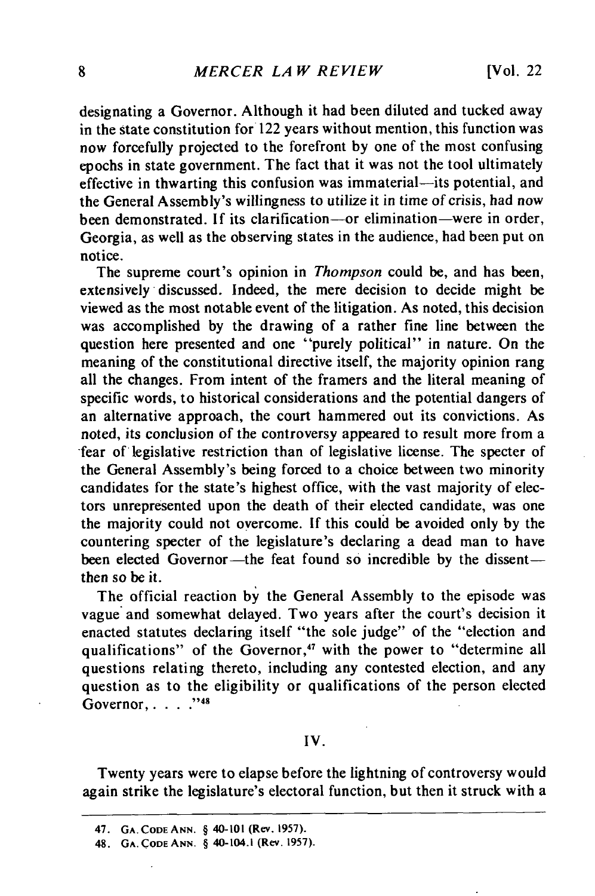designating a Governor. Although it had been diluted and tucked away in the state constitution for 122 years without mention, this function was now forcefully projected to the forefront by one of the most confusing epochs in state government. The fact that it was not the tool ultimately effective in thwarting this confusion was immaterial—its potential, and the General Assembly's willingness to utilize it in time of crisis, had now been demonstrated. If its clarification—or elimination—were in order, Georgia, as well as the observing states in the audience, had been put on notice.

The supreme court's opinion in *Thompson* could be, and has been, extensively discussed. Indeed, the mere decision to decide might be viewed as the most notable event of the litigation. As noted, this decision was accomplished by the drawing of a rather fine line between the question here presented and one "purely political" in nature. On the meaning of the constitutional directive itself, the majority opinion rang all the changes. From intent of the framers and the literal meaning of specific words, to historical considerations and the potential dangers of an alternative approach, the court hammered out its convictions. As noted, its conclusion of the controversy appeared to result more from a fear of legislative restriction than of legislative license. The specter of the General Assembly's being forced to a choice between two minority candidates for the state's highest office, with the vast majority of electors unrepresented upon the death of their elected candidate, was one the majority could not overcome. If this could be avoided only by the countering specter of the legislature's declaring a dead man to have been elected Governor—the feat found so incredible by the dissent—then so be it.

The official reaction by the General Assembly to the episode was vague and somewhat delayed. Two years after the court's decision it enacted statutes declaring itself "the sole judge" of the "election and qualifications" of the Governor,[47] with the power to "determine all questions relating thereto, including any contested election, and any question as to the eligibility or qualifications of the person elected Governor, . . . ."[48]

## IV.

Twenty years were to elapse before the lightning of controversy would again strike the legislature's electoral function, but then it struck with a

---

47. GA. CODE ANN. § 40-101 (Rev. 1957).

48. GA. CODE ANN. § 40-104.1 (Rev. 1957).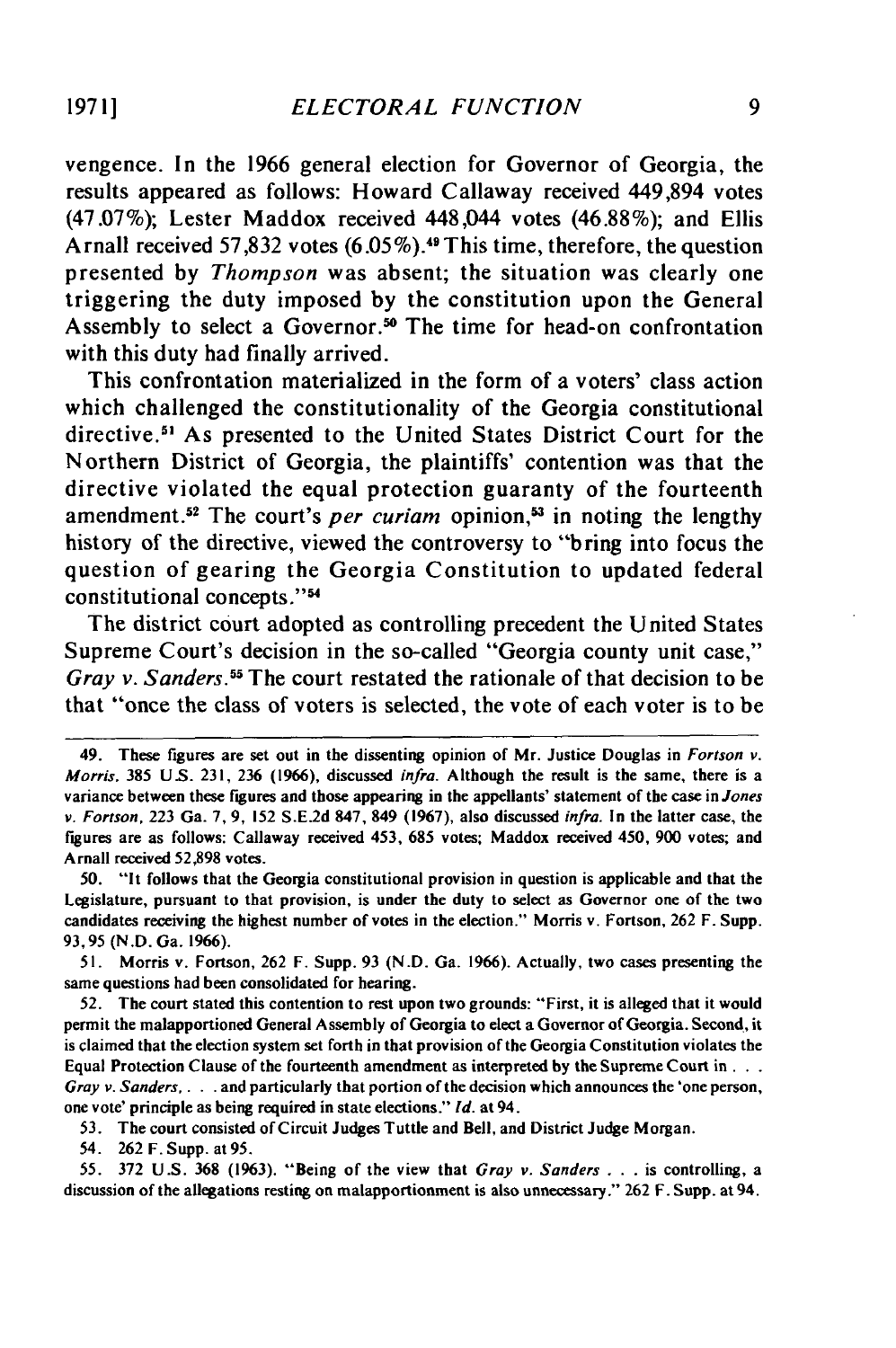vengence. In the 1966 general election for Governor of Georgia, the results appeared as follows: Howard Callaway received 449,894 votes (47.07%); Lester Maddox received 448,044 votes (46.88%); and Ellis Arnall received 57,832 votes (6.05%).[49] This time, therefore, the question presented by *Thompson* was absent; the situation was clearly one triggering the duty imposed by the constitution upon the General Assembly to select a Governor.[50] The time for head-on confrontation with this duty had finally arrived.

This confrontation materialized in the form of a voters' class action which challenged the constitutionality of the Georgia constitutional directive.[51] As presented to the United States District Court for the Northern District of Georgia, the plaintiffs' contention was that the directive violated the equal protection guaranty of the fourteenth amendment.[52] The court's *per curiam* opinion,[53] in noting the lengthy history of the directive, viewed the controversy to "bring into focus the question of gearing the Georgia Constitution to updated federal constitutional concepts."[54]

The district court adopted as controlling precedent the United States Supreme Court's decision in the so-called "Georgia county unit case," *Gray v. Sanders*.[55] The court restated the rationale of that decision to be that "once the class of voters is selected, the vote of each voter is to be

---

49. These figures are set out in the dissenting opinion of Mr. Justice Douglas in *Fortson v. Morris*, 385 U.S. 231, 236 (1966), discussed *infra*. Although the result is the same, there is a variance between these figures and those appearing in the appellants' statement of the case in *Jones v. Fortson*, 223 Ga. 7, 9, 152 S.E.2d 847, 849 (1967), also discussed *infra*. In the latter case, the figures are as follows: Callaway received 453, 685 votes; Maddox received 450, 900 votes; and Arnall received 52,898 votes.

50. "It follows that the Georgia constitutional provision in question is applicable and that the Legislature, pursuant to that provision, is under the duty to select as Governor one of the two candidates receiving the highest number of votes in the election." Morris v. Fortson, 262 F. Supp. 93, 95 (N.D. Ga. 1966).

51. Morris v. Fortson, 262 F. Supp. 93 (N.D. Ga. 1966). Actually, two cases presenting the same questions had been consolidated for hearing.

52. The court stated this contention to rest upon two grounds: "First, it is alleged that it would permit the malapportioned General Assembly of Georgia to elect a Governor of Georgia. Second, it is claimed that the election system set forth in that provision of the Georgia Constitution violates the Equal Protection Clause of the fourteenth amendment as interpreted by the Supreme Court in . . . *Gray v. Sanders*, . . . and particularly that portion of the decision which announces the 'one person, one vote' principle as being required in state elections." *Id.* at 94.

53. The court consisted of Circuit Judges Tuttle and Bell, and District Judge Morgan.

54. 262 F. Supp. at 95.

55. 372 U.S. 368 (1963). "Being of the view that *Gray v. Sanders* . . . is controlling, a discussion of the allegations resting on malapportionment is also unnecessary." 262 F. Supp. at 94.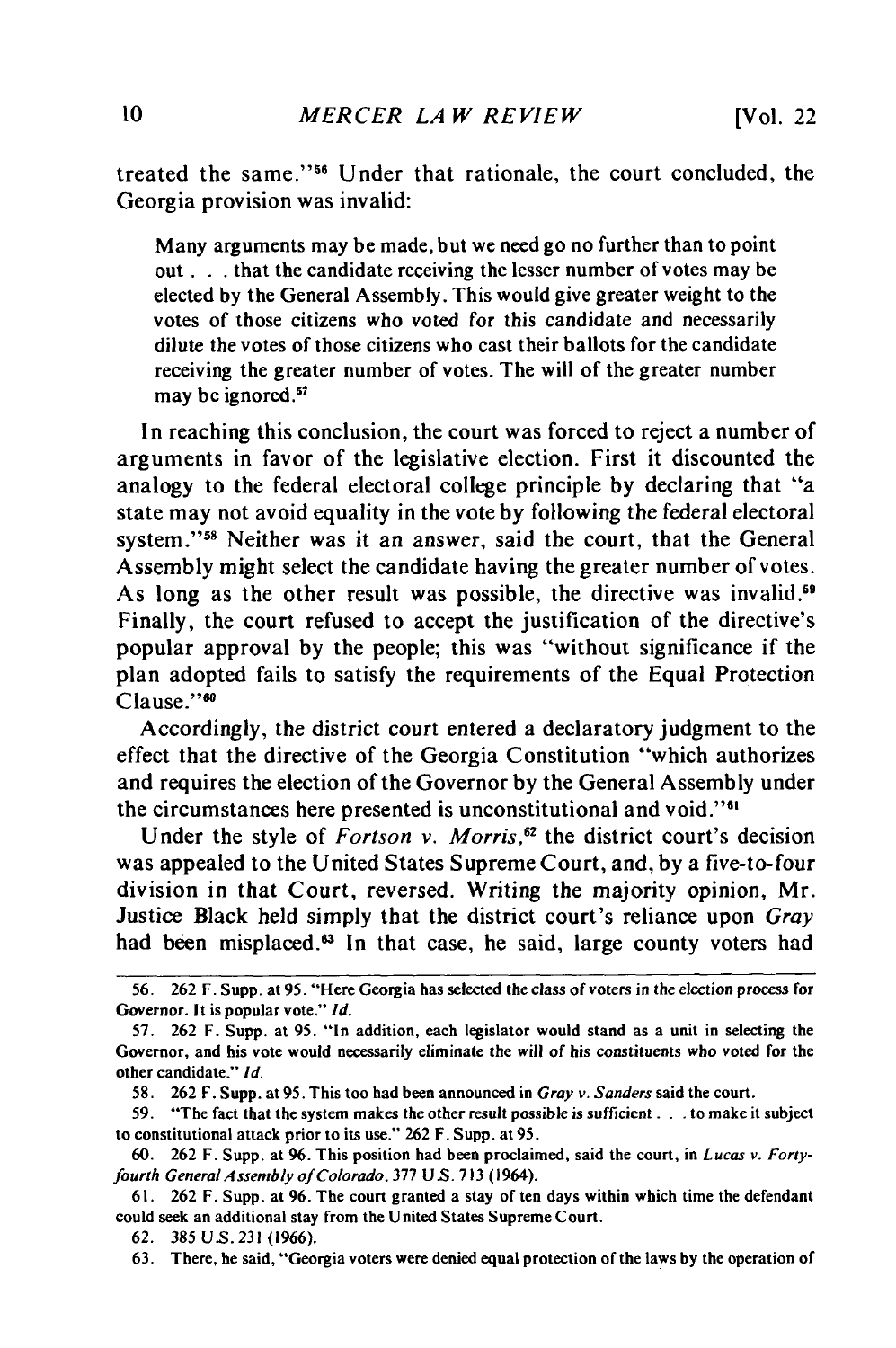treated the same."[56] Under that rationale, the court concluded, the Georgia provision was invalid:

> Many arguments may be made, but we need go no further than to point out . . . that the candidate receiving the lesser number of votes may be elected by the General Assembly. This would give greater weight to the votes of those citizens who voted for this candidate and necessarily dilute the votes of those citizens who cast their ballots for the candidate receiving the greater number of votes. The will of the greater number may be ignored.[57]

In reaching this conclusion, the court was forced to reject a number of arguments in favor of the legislative election. First it discounted the analogy to the federal electoral college principle by declaring that "a state may not avoid equality in the vote by following the federal electoral system."[58] Neither was it an answer, said the court, that the General Assembly might select the candidate having the greater number of votes. As long as the other result was possible, the directive was invalid.[59] Finally, the court refused to accept the justification of the directive's popular approval by the people; this was "without significance if the plan adopted fails to satisfy the requirements of the Equal Protection Clause."[60]

Accordingly, the district court entered a declaratory judgment to the effect that the directive of the Georgia Constitution "which authorizes and requires the election of the Governor by the General Assembly under the circumstances here presented is unconstitutional and void."[61]

Under the style of *Fortson v. Morris*,[62] the district court's decision was appealed to the United States Supreme Court, and, by a five-to-four division in that Court, reversed. Writing the majority opinion, Mr. Justice Black held simply that the district court's reliance upon *Gray* had been misplaced.[63] In that case, he said, large county voters had

---

56. 262 F. Supp. at 95. "Here Georgia has selected the class of voters in the election process for Governor. It is popular vote." *Id.*

57. 262 F. Supp. at 95. "In addition, each legislator would stand as a unit in selecting the Governor, and his vote would necessarily eliminate the will of his constituents who voted for the other candidate." *Id.*

58. 262 F. Supp. at 95. This too had been announced in *Gray v. Sanders* said the court.

59. "The fact that the system makes the other result possible is sufficient . . . to make it subject to constitutional attack prior to its use." 262 F. Supp. at 95.

60. 262 F. Supp. at 96. This position had been proclaimed, said the court, in *Lucas v. Forty-fourth General Assembly of Colorado*, 377 U.S. 713 (1964).

61. 262 F. Supp. at 96. The court granted a stay of ten days within which time the defendant could seek an additional stay from the United States Supreme Court.

62. 385 U.S. 231 (1966).

63. There, he said, "Georgia voters were denied equal protection of the laws by the operation of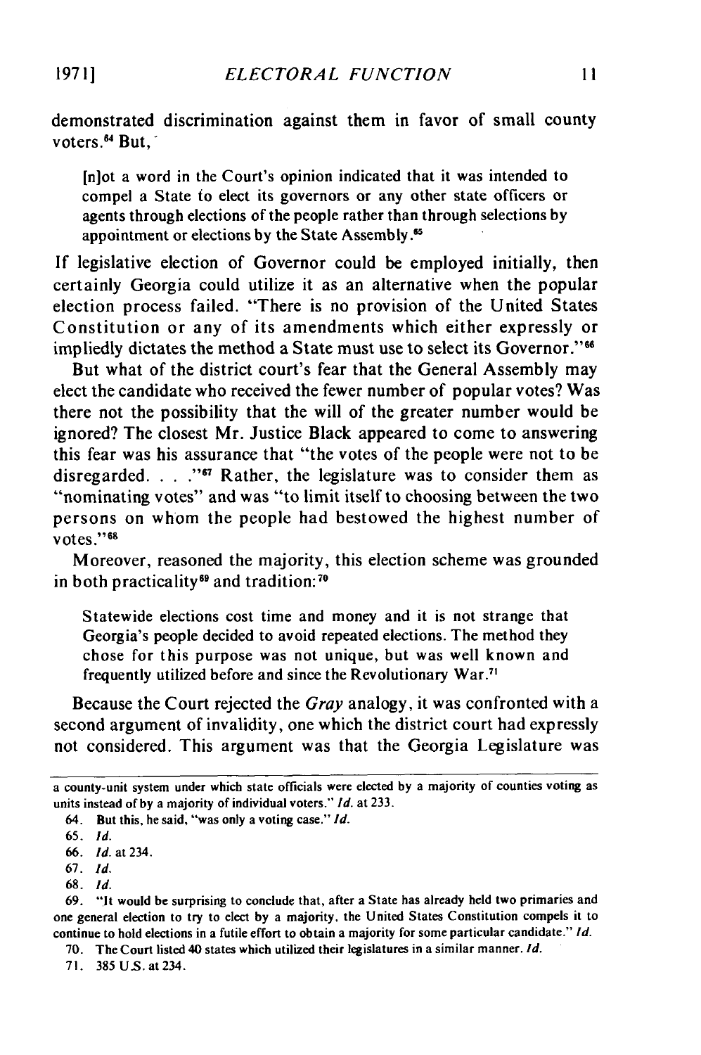demonstrated discrimination against them in favor of small county voters.[64] But,

> [n]ot a word in the Court's opinion indicated that it was intended to compel a State to elect its governors or any other state officers or agents through elections of the people rather than through selections by appointment or elections by the State Assembly.[65]

If legislative election of Governor could be employed initially, then certainly Georgia could utilize it as an alternative when the popular election process failed. "There is no provision of the United States Constitution or any of its amendments which either expressly or impliedly dictates the method a State must use to select its Governor."[66]

But what of the district court's fear that the General Assembly may elect the candidate who received the fewer number of popular votes? Was there not the possibility that the will of the greater number would be ignored? The closest Mr. Justice Black appeared to come to answering this fear was his assurance that "the votes of the people were not to be disregarded. . . ."[67] Rather, the legislature was to consider them as "nominating votes" and was "to limit itself to choosing between the two persons on whom the people had bestowed the highest number of votes."[68]

Moreover, reasoned the majority, this election scheme was grounded in both practicality[69] and tradition:[70]

> Statewide elections cost time and money and it is not strange that Georgia's people decided to avoid repeated elections. The method they chose for this purpose was not unique, but was well known and frequently utilized before and since the Revolutionary War.[71]

Because the Court rejected the *Gray* analogy, it was confronted with a second argument of invalidity, one which the district court had expressly not considered. This argument was that the Georgia Legislature was

---

a county-unit system under which state officials were elected by a majority of counties voting as units instead of by a majority of individual voters." *Id.* at 233.

64. But this, he said, "was only a voting case." *Id.*

65. *Id.*

66. *Id.* at 234.

67. *Id.*

68. *Id.*

69. "It would be surprising to conclude that, after a State has already held two primaries and one general election to try to elect by a majority, the United States Constitution compels it to continue to hold elections in a futile effort to obtain a majority for some particular candidate." *Id.*

70. The Court listed 40 states which utilized their legislatures in a similar manner. *Id.*

71. 385 U.S. at 234.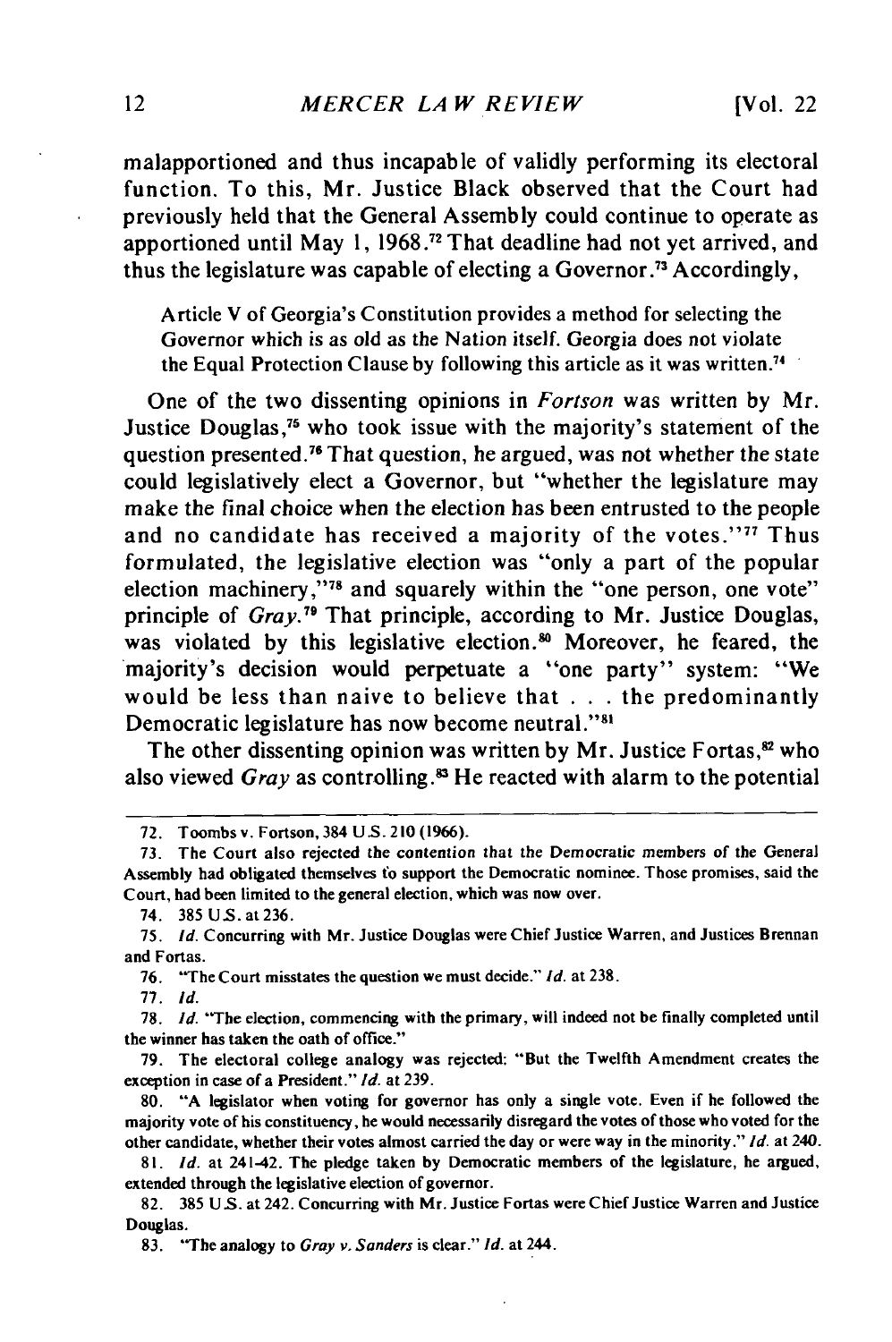malapportioned and thus incapable of validly performing its electoral function. To this, Mr. Justice Black observed that the Court had previously held that the General Assembly could continue to operate as apportioned until May 1, 1968.[72] That deadline had not yet arrived, and thus the legislature was capable of electing a Governor.[73] Accordingly,

> Article V of Georgia's Constitution provides a method for selecting the Governor which is as old as the Nation itself. Georgia does not violate the Equal Protection Clause by following this article as it was written.[74]

One of the two dissenting opinions in *Fortson* was written by Mr. Justice Douglas,[75] who took issue with the majority's statement of the question presented.[76] That question, he argued, was not whether the state could legislatively elect a Governor, but "whether the legislature may make the final choice when the election has been entrusted to the people and no candidate has received a majority of the votes."[77] Thus formulated, the legislative election was "only a part of the popular election machinery,"[78] and squarely within the "one person, one vote" principle of *Gray*.[79] That principle, according to Mr. Justice Douglas, was violated by this legislative election.[80] Moreover, he feared, the majority's decision would perpetuate a "one party" system: "We would be less than naive to believe that . . . the predominantly Democratic legislature has now become neutral."[81]

The other dissenting opinion was written by Mr. Justice Fortas,[82] who also viewed *Gray* as controlling.[83] He reacted with alarm to the potential

---

72. Toombs v. Fortson, 384 U.S. 210 (1966).

73. The Court also rejected the contention that the Democratic members of the General Assembly had obligated themselves to support the Democratic nominee. Those promises, said the Court, had been limited to the general election, which was now over.

74. 385 U.S. at 236.

75. *Id.* Concurring with Mr. Justice Douglas were Chief Justice Warren, and Justices Brennan and Fortas.

76. "The Court misstates the question we must decide." *Id.* at 238.

77. *Id.*

78. *Id.* "The election, commencing with the primary, will indeed not be finally completed until the winner has taken the oath of office."

79. The electoral college analogy was rejected: "But the Twelfth Amendment creates the exception in case of a President." *Id.* at 239.

80. "A legislator when voting for governor has only a single vote. Even if he followed the majority vote of his constituency, he would necessarily disregard the votes of those who voted for the other candidate, whether their votes almost carried the day or were way in the minority." *Id.* at 240.

81. *Id.* at 241-42. The pledge taken by Democratic members of the legislature, he argued, extended through the legislative election of governor.

82. 385 U.S. at 242. Concurring with Mr. Justice Fortas were Chief Justice Warren and Justice Douglas.

83. "The analogy to *Gray v. Sanders* is clear." *Id.* at 244.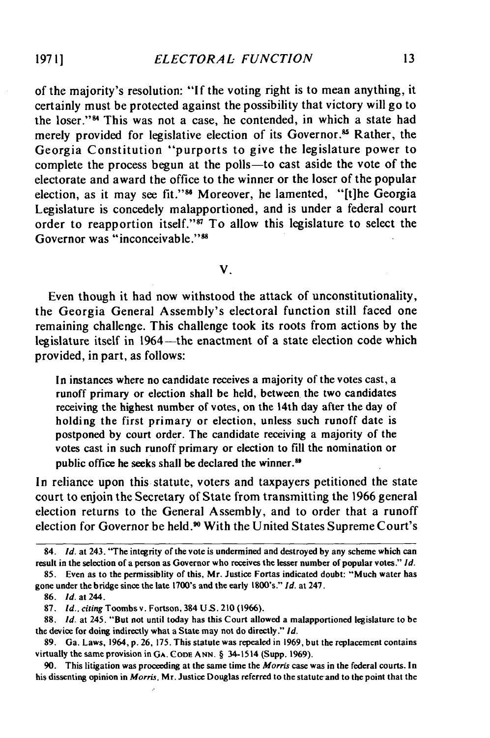of the majority's resolution: "If the voting right is to mean anything, it certainly must be protected against the possibility that victory will go to the loser."[84] This was not a case, he contended, in which a state had merely provided for legislative election of its Governor.[85] Rather, the Georgia Constitution "purports to give the legislature power to complete the process begun at the polls—to cast aside the vote of the electorate and award the office to the winner or the loser of the popular election, as it may see fit."[86] Moreover, he lamented, "[t]he Georgia Legislature is concededly malapportioned, and is under a federal court order to reapportion itself."[87] To allow this legislature to select the Governor was "inconceivable."[88]

## V.

Even though it had now withstood the attack of unconstitutionality, the Georgia General Assembly's electoral function still faced one remaining challenge. This challenge took its roots from actions by the legislature itself in 1964—the enactment of a state election code which provided, in part, as follows:

> In instances where no candidate receives a majority of the votes cast, a runoff primary or election shall be held, between the two candidates receiving the highest number of votes, on the 14th day after the day of holding the first primary or election, unless such runoff date is postponed by court order. The candidate receiving a majority of the votes cast in such runoff primary or election to fill the nomination or public office he seeks shall be declared the winner.[89]

In reliance upon this statute, voters and taxpayers petitioned the state court to enjoin the Secretary of State from transmitting the 1966 general election returns to the General Assembly, and to order that a runoff election for Governor be held.[90] With the United States Supreme Court's

---

84. *Id.* at 243. "The integrity of the vote is undermined and destroyed by any scheme which can result in the selection of a person as Governor who receives the lesser number of popular votes." *Id.*

85. Even as to the permissiblity of this, Mr. Justice Fortas indicated doubt: "Much water has gone under the bridge since the late 1700's and the early 1800's." *Id.* at 247.

86. *Id.* at 244.

87. *Id., citing* Toombs v. Fortson, 384 U.S. 210 (1966).

88. *Id.* at 245. "But not until today has this Court allowed a malapportioned legislature to be the device for doing indirectly what a State may not do directly." *Id.*

89. Ga. Laws, 1964, p. 26, 175. This statute was repealed in 1969, but the replacement contains virtually the same provision in GA. CODE ANN. § 34-1514 (Supp. 1969).

90. This litigation was proceeding at the same time the *Morris* case was in the federal courts. In his dissenting opinion in *Morris*, Mr. Justice Douglas referred to the statute and to the point that the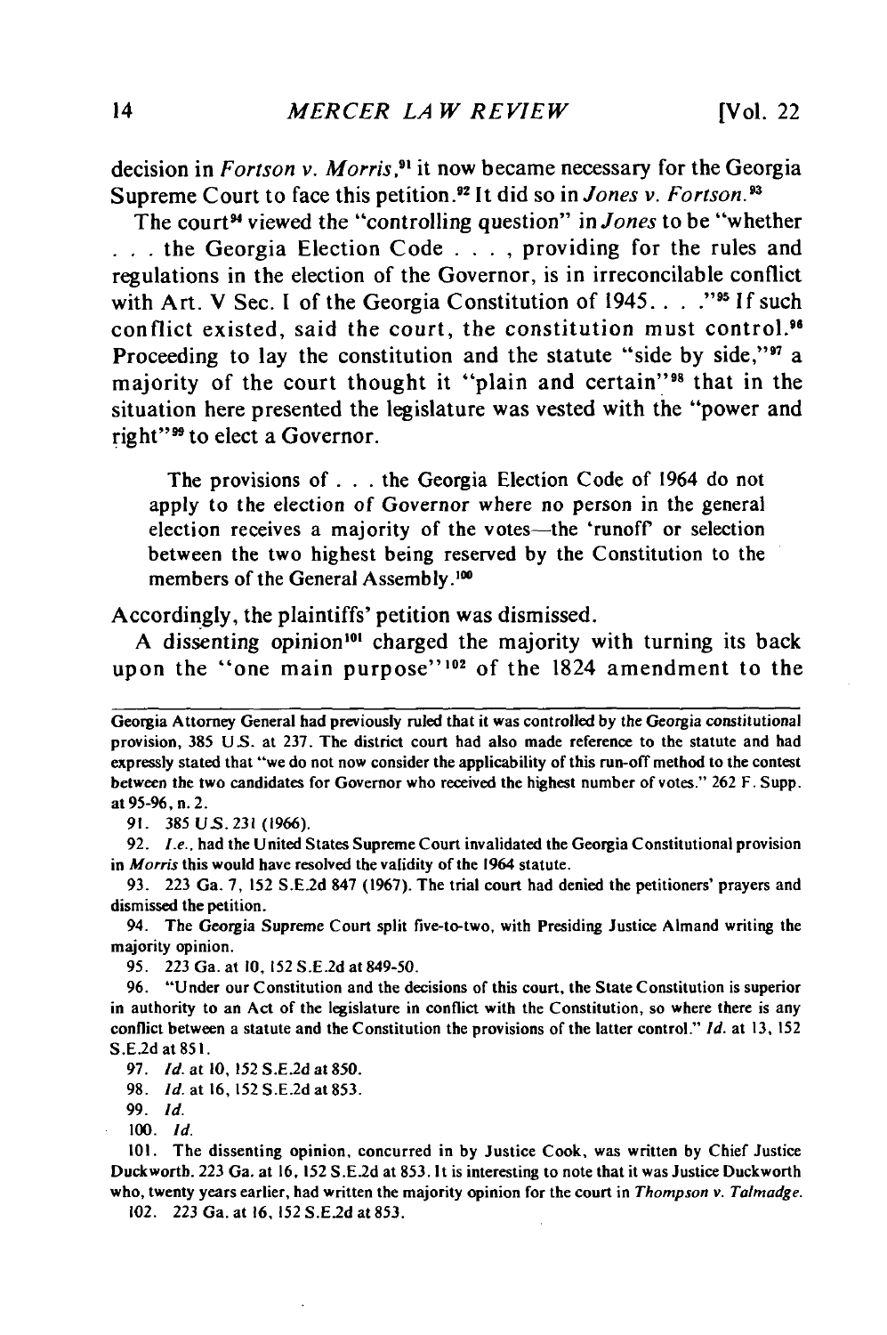decision in *Fortson v. Morris*,[91] it now became necessary for the Georgia Supreme Court to face this petition.[92] It did so in *Jones v. Fortson*.[93]

The court[94] viewed the "controlling question" in *Jones* to be "whether . . . the Georgia Election Code . . . , providing for the rules and regulations in the election of the Governor, is in irreconcilable conflict with Art. V Sec. I of the Georgia Constitution of 1945. . . ."[95] If such conflict existed, said the court, the constitution must control.[96] Proceeding to lay the constitution and the statute "side by side,"[97] a majority of the court thought it "plain and certain"[98] that in the situation here presented the legislature was vested with the "power and right"[99] to elect a Governor.

> The provisions of . . . the Georgia Election Code of 1964 do not apply to the election of Governor where no person in the general election receives a majority of the votes—the 'runoff' or selection between the two highest being reserved by the Constitution to the members of the General Assembly.[100]

Accordingly, the plaintiffs' petition was dismissed.

A dissenting opinion[101] charged the majority with turning its back upon the "one main purpose"[102] of the 1824 amendment to the

---

Georgia Attorney General had previously ruled that it was controlled by the Georgia constitutional provision, 385 U.S. at 237. The district court had also made reference to the statute and had expressly stated that "we do not now consider the applicability of this run-off method to the contest between the two candidates for Governor who received the highest number of votes." 262 F. Supp. at 95-96, n. 2.

91. 385 U.S. 231 (1966).

92. *I.e.*, had the United States Supreme Court invalidated the Georgia Constitutional provision in *Morris* this would have resolved the validity of the 1964 statute.

93. 223 Ga. 7, 152 S.E.2d 847 (1967). The trial court had denied the petitioners' prayers and dismissed the petition.

94. The Georgia Supreme Court split five-to-two, with Presiding Justice Almand writing the majority opinion.

95. 223 Ga. at 10, 152 S.E.2d at 849-50.

96. "Under our Constitution and the decisions of this court, the State Constitution is superior in authority to an Act of the legislature in conflict with the Constitution, so where there is any conflict between a statute and the Constitution the provisions of the latter control." *Id.* at 13, 152 S.E.2d at 851.

97. *Id.* at 10, 152 S.E.2d at 850.

98. *Id.* at 16, 152 S.E.2d at 853.

99. *Id.*

100. *Id.*

101. The dissenting opinion, concurred in by Justice Cook, was written by Chief Justice Duckworth. 223 Ga. at 16, 152 S.E.2d at 853. It is interesting to note that it was Justice Duckworth who, twenty years earlier, had written the majority opinion for the court in *Thompson v. Talmadge*.

102. 223 Ga. at 16, 152 S.E.2d at 853.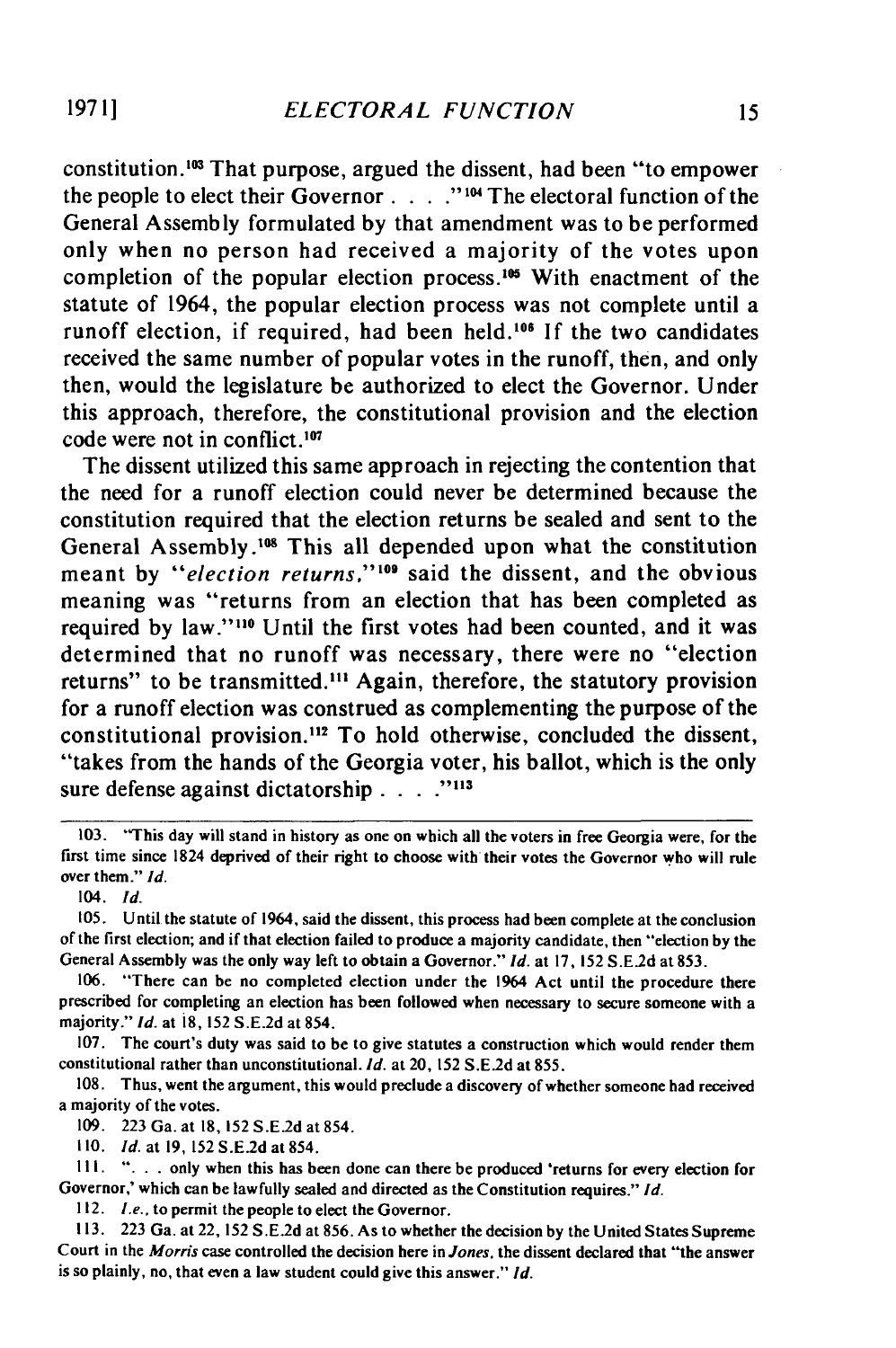constitution.[103] That purpose, argued the dissent, had been "to empower the people to elect their Governor . . . ."[104] The electoral function of the General Assembly formulated by that amendment was to be performed only when no person had received a majority of the votes upon completion of the popular election process.[105] With enactment of the statute of 1964, the popular election process was not complete until a runoff election, if required, had been held.[106] If the two candidates received the same number of popular votes in the runoff, then, and only then, would the legislature be authorized to elect the Governor. Under this approach, therefore, the constitutional provision and the election code were not in conflict.[107]

The dissent utilized this same approach in rejecting the contention that the need for a runoff election could never be determined because the constitution required that the election returns be sealed and sent to the General Assembly.[108] This all depended upon what the constitution meant by "*election returns*,"[109] said the dissent, and the obvious meaning was "returns from an election that has been completed as required by law."[110] Until the first votes had been counted, and it was determined that no runoff was necessary, there were no "election returns" to be transmitted.[111] Again, therefore, the statutory provision for a runoff election was construed as complementing the purpose of the constitutional provision.[112] To hold otherwise, concluded the dissent, "takes from the hands of the Georgia voter, his ballot, which is the only sure defense against dictatorship . . . ."[113]

---

103. "This day will stand in history as one on which all the voters in free Georgia were, for the first time since 1824 deprived of their right to choose with their votes the Governor who will rule over them." *Id.*

104. *Id.*

105. Until the statute of 1964, said the dissent, this process had been complete at the conclusion of the first election; and if that election failed to produce a majority candidate, then "election by the General Assembly was the only way left to obtain a Governor." *Id.* at 17, 152 S.E.2d at 853.

106. "There can be no completed election under the 1964 Act until the procedure there prescribed for completing an election has been followed when necessary to secure someone with a majority." *Id.* at 18, 152 S.E.2d at 854.

107. The court's duty was said to be to give statutes a construction which would render them constitutional rather than unconstitutional. *Id.* at 20, 152 S.E.2d at 855.

108. Thus, went the argument, this would preclude a discovery of whether someone had received a majority of the votes.

109. 223 Ga. at 18, 152 S.E.2d at 854.

110. *Id.* at 19, 152 S.E.2d at 854.

111. ". . . only when this has been done can there be produced 'returns for every election for Governor,' which can be lawfully sealed and directed as the Constitution requires." *Id.*

112. *I.e.*, to permit the people to elect the Governor.

113. 223 Ga. at 22, 152 S.E.2d at 856. As to whether the decision by the United States Supreme Court in the *Morris* case controlled the decision here in *Jones*, the dissent declared that "the answer is so plainly, no, that even a law student could give this answer." *Id.*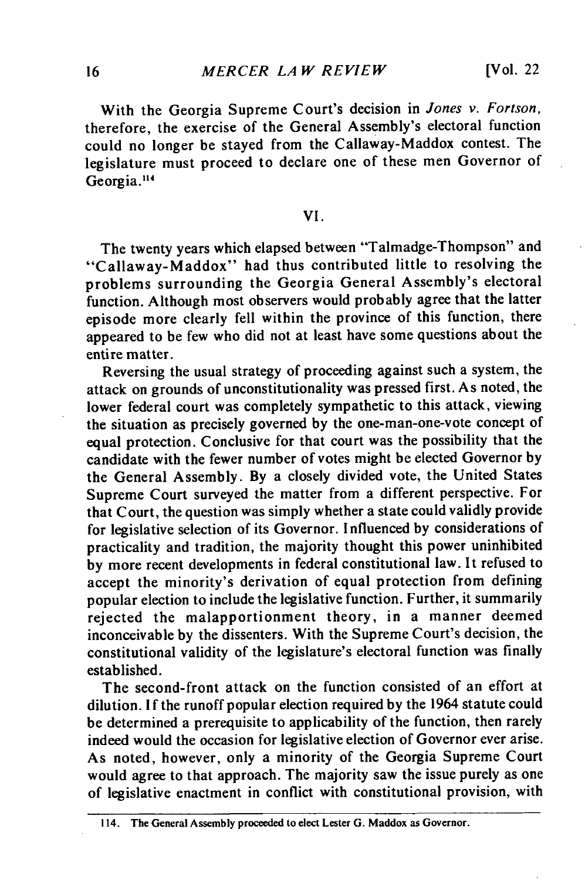With the Georgia Supreme Court's decision in *Jones v. Fortson*, therefore, the exercise of the General Assembly's electoral function could no longer be stayed from the Callaway-Maddox contest. The legislature must proceed to declare one of these men Governor of Georgia.[114]

## VI.

The twenty years which elapsed between "Talmadge-Thompson" and "Callaway-Maddox" had thus contributed little to resolving the problems surrounding the Georgia General Assembly's electoral function. Although most observers would probably agree that the latter episode more clearly fell within the province of this function, there appeared to be few who did not at least have some questions about the entire matter.

Reversing the usual strategy of proceeding against such a system, the attack on grounds of unconstitutionality was pressed first. As noted, the lower federal court was completely sympathetic to this attack, viewing the situation as precisely governed by the one-man-one-vote concept of equal protection. Conclusive for that court was the possibility that the candidate with the fewer number of votes might be elected Governor by the General Assembly. By a closely divided vote, the United States Supreme Court surveyed the matter from a different perspective. For that Court, the question was simply whether a state could validly provide for legislative selection of its Governor. Influenced by considerations of practicality and tradition, the majority thought this power uninhibited by more recent developments in federal constitutional law. It refused to accept the minority's derivation of equal protection from defining popular election to include the legislative function. Further, it summarily rejected the malapportionment theory, in a manner deemed inconceivable by the dissenters. With the Supreme Court's decision, the constitutional validity of the legislature's electoral function was finally established.

The second-front attack on the function consisted of an effort at dilution. If the runoff popular election required by the 1964 statute could be determined a prerequisite to applicability of the function, then rarely indeed would the occasion for legislative election of Governor ever arise. As noted, however, only a minority of the Georgia Supreme Court would agree to that approach. The majority saw the issue purely as one of legislative enactment in conflict with constitutional provision, with

---

114. The General Assembly proceeded to elect Lester G. Maddox as Governor.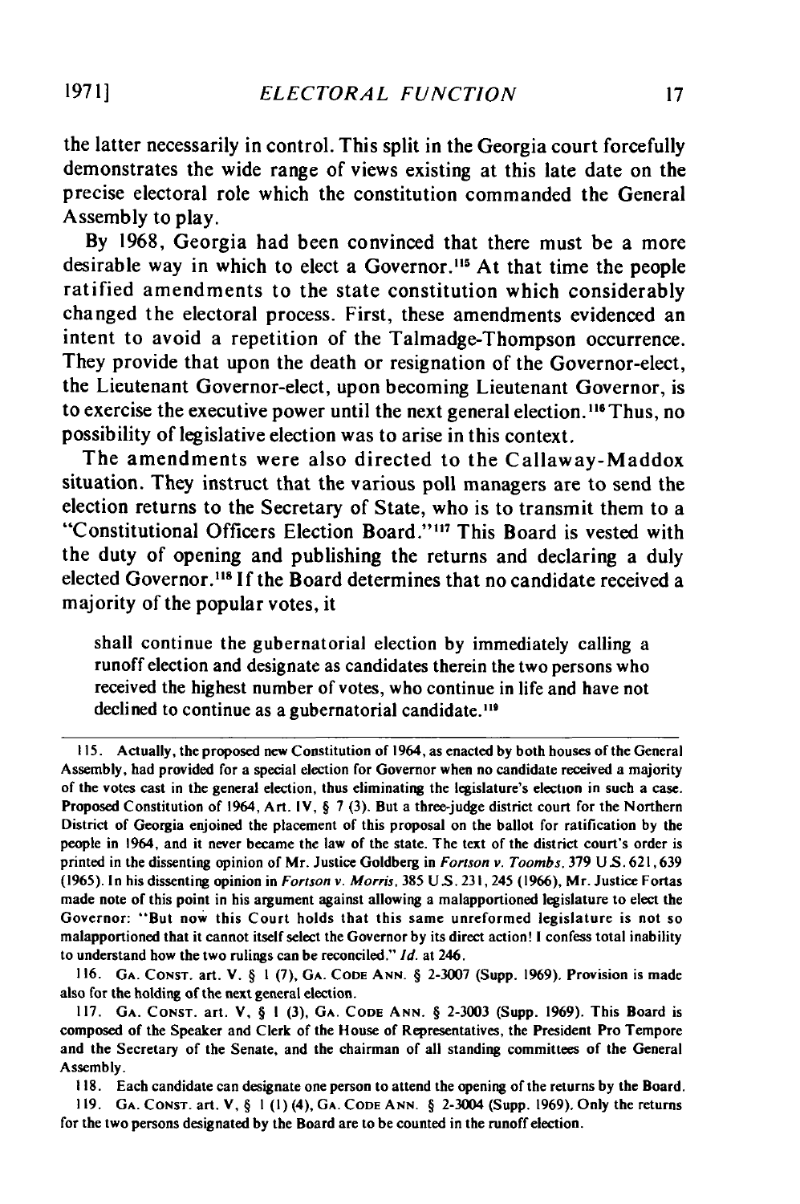the latter necessarily in control. This split in the Georgia court forcefully demonstrates the wide range of views existing at this late date on the precise electoral role which the constitution commanded the General Assembly to play.

By 1968, Georgia had been convinced that there must be a more desirable way in which to elect a Governor.[115] At that time the people ratified amendments to the state constitution which considerably changed the electoral process. First, these amendments evidenced an intent to avoid a repetition of the Talmadge-Thompson occurrence. They provide that upon the death or resignation of the Governor-elect, the Lieutenant Governor-elect, upon becoming Lieutenant Governor, is to exercise the executive power until the next general election.[116] Thus, no possibility of legislative election was to arise in this context.

The amendments were also directed to the Callaway-Maddox situation. They instruct that the various poll managers are to send the election returns to the Secretary of State, who is to transmit them to a "Constitutional Officers Election Board."[117] This Board is vested with the duty of opening and publishing the returns and declaring a duly elected Governor.[118] If the Board determines that no candidate received a majority of the popular votes, it

> shall continue the gubernatorial election by immediately calling a runoff election and designate as candidates therein the two persons who received the highest number of votes, who continue in life and have not declined to continue as a gubernatorial candidate.[119]

---

115. Actually, the proposed new Constitution of 1964, as enacted by both houses of the General Assembly, had provided for a special election for Governor when no candidate received a majority of the votes cast in the general election, thus eliminating the legislature's election in such a case. Proposed Constitution of 1964, Art. IV, § 7 (3). But a three-judge district court for the Northern District of Georgia enjoined the placement of this proposal on the ballot for ratification by the people in 1964, and it never became the law of the state. The text of the district court's order is printed in the dissenting opinion of Mr. Justice Goldberg in *Fortson v. Toombs*, 379 U.S. 621, 639 (1965). In his dissenting opinion in *Fortson v. Morris*, 385 U.S. 231, 245 (1966), Mr. Justice Fortas made note of this point in his argument against allowing a malapportioned legislature to elect the Governor: "But now this Court holds that this same unreformed legislature is not so malapportioned that it cannot itself select the Governor by its direct action! I confess total inability to understand how the two rulings can be reconciled." *Id.* at 246.

116. GA. CONST. art. V. § 1 (7), GA. CODE ANN. § 2-3007 (Supp. 1969). Provision is made also for the holding of the next general election.

117. GA. CONST. art. V, § 1 (3), GA. CODE ANN. § 2-3003 (Supp. 1969). This Board is composed of the Speaker and Clerk of the House of Representatives, the President Pro Tempore and the Secretary of the Senate, and the chairman of all standing committees of the General Assembly.

118. Each candidate can designate one person to attend the opening of the returns by the Board.

119. GA. CONST. art. V, § 1 (1) (4), GA. CODE ANN. § 2-3004 (Supp. 1969). Only the returns for the two persons designated by the Board are to be counted in the runoff election.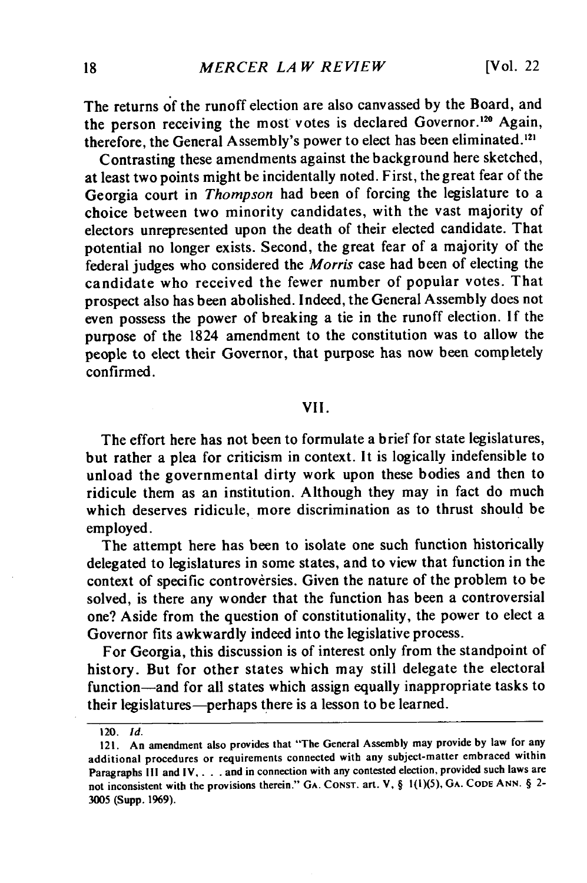The returns of the runoff election are also canvassed by the Board, and the person receiving the most votes is declared Governor.[120] Again, therefore, the General Assembly's power to elect has been eliminated.[121]

Contrasting these amendments against the background here sketched, at least two points might be incidentally noted. First, the great fear of the Georgia court in *Thompson* had been of forcing the legislature to a choice between two minority candidates, with the vast majority of electors unrepresented upon the death of their elected candidate. That potential no longer exists. Second, the great fear of a majority of the federal judges who considered the *Morris* case had been of electing the candidate who received the fewer number of popular votes. That prospect also has been abolished. Indeed, the General Assembly does not even possess the power of breaking a tie in the runoff election. If the purpose of the 1824 amendment to the constitution was to allow the people to elect their Governor, that purpose has now been completely confirmed.

## VII.

The effort here has not been to formulate a brief for state legislatures, but rather a plea for criticism in context. It is logically indefensible to unload the governmental dirty work upon these bodies and then to ridicule them as an institution. Although they may in fact do much which deserves ridicule, more discrimination as to thrust should be employed.

The attempt here has been to isolate one such function historically delegated to legislatures in some states, and to view that function in the context of specific controversies. Given the nature of the problem to be solved, is there any wonder that the function has been a controversial one? Aside from the question of constitutionality, the power to elect a Governor fits awkwardly indeed into the legislative process.

For Georgia, this discussion is of interest only from the standpoint of history. But for other states which may still delegate the electoral function—and for all states which assign equally inappropriate tasks to their legislatures—perhaps there is a lesson to be learned.

---

120. *Id.*

121. An amendment also provides that "The General Assembly may provide by law for any additional procedures or requirements connected with any subject-matter embraced within Paragraphs III and IV, . . . and in connection with any contested election, provided such laws are not inconsistent with the provisions therein." GA. CONST. art. V, § 1(1)(5), GA. CODE ANN. § 2-3005 (Supp. 1969).